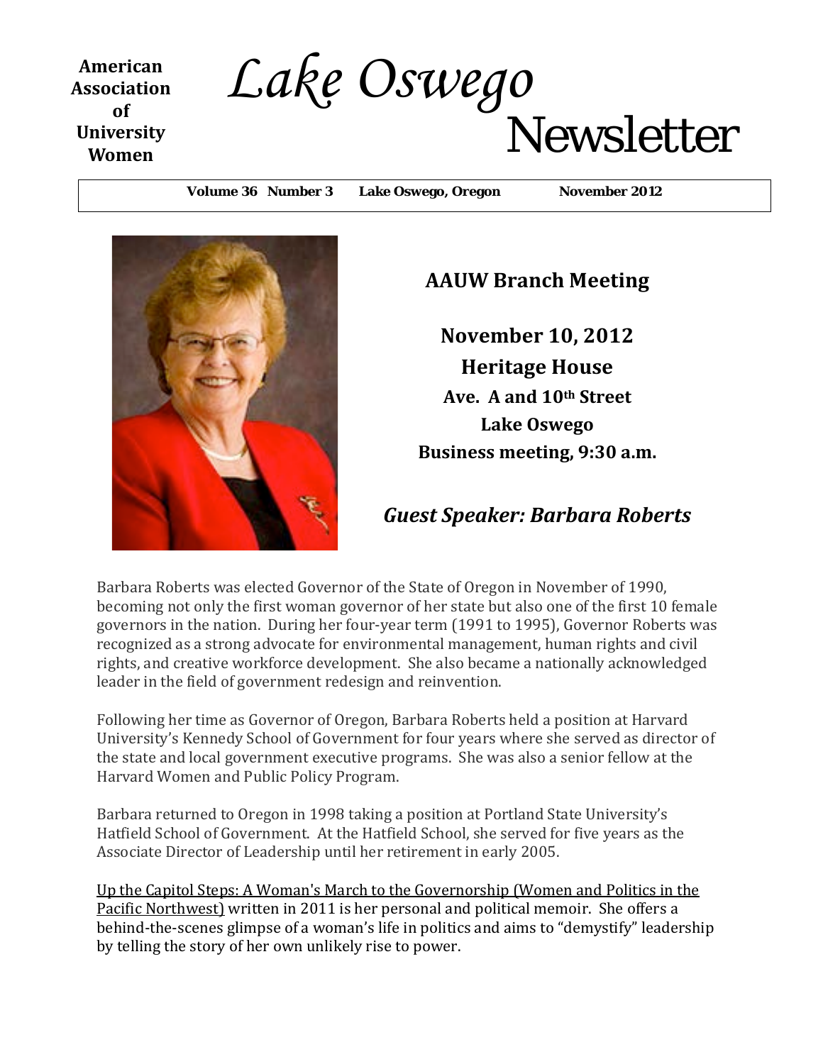**American Association of University Women**

# *Lake Oswego* Newsletter

**Volume 36 Number 3 Lake Oswego, Oregon November 2012**

## AAUW Branch Meeting

**November 10, 2012**
**Heritage House**
**Ave. A and 10th Street**
**Lake Oswego**
**Business meeting, 9:30 a.m.**

### *Guest Speaker: Barbara Roberts*

Barbara Roberts was elected Governor of the State of Oregon in November of 1990, becoming not only the first woman governor of her state but also one of the first 10 female governors in the nation. During her four-year term (1991 to 1995), Governor Roberts was recognized as a strong advocate for environmental management, human rights and civil rights, and creative workforce development. She also became a nationally acknowledged leader in the field of government redesign and reinvention.

Following her time as Governor of Oregon, Barbara Roberts held a position at Harvard University's Kennedy School of Government for four years where she served as director of the state and local government executive programs. She was also a senior fellow at the Harvard Women and Public Policy Program.

Barbara returned to Oregon in 1998 taking a position at Portland State University's Hatfield School of Government. At the Hatfield School, she served for five years as the Associate Director of Leadership until her retirement in early 2005.

<u>Up the Capitol Steps: A Woman's March to the Governorship (Women and Politics in the Pacific Northwest)</u> written in 2011 is her personal and political memoir. She offers a behind-the-scenes glimpse of a woman's life in politics and aims to "demystify" leadership by telling the story of her own unlikely rise to power.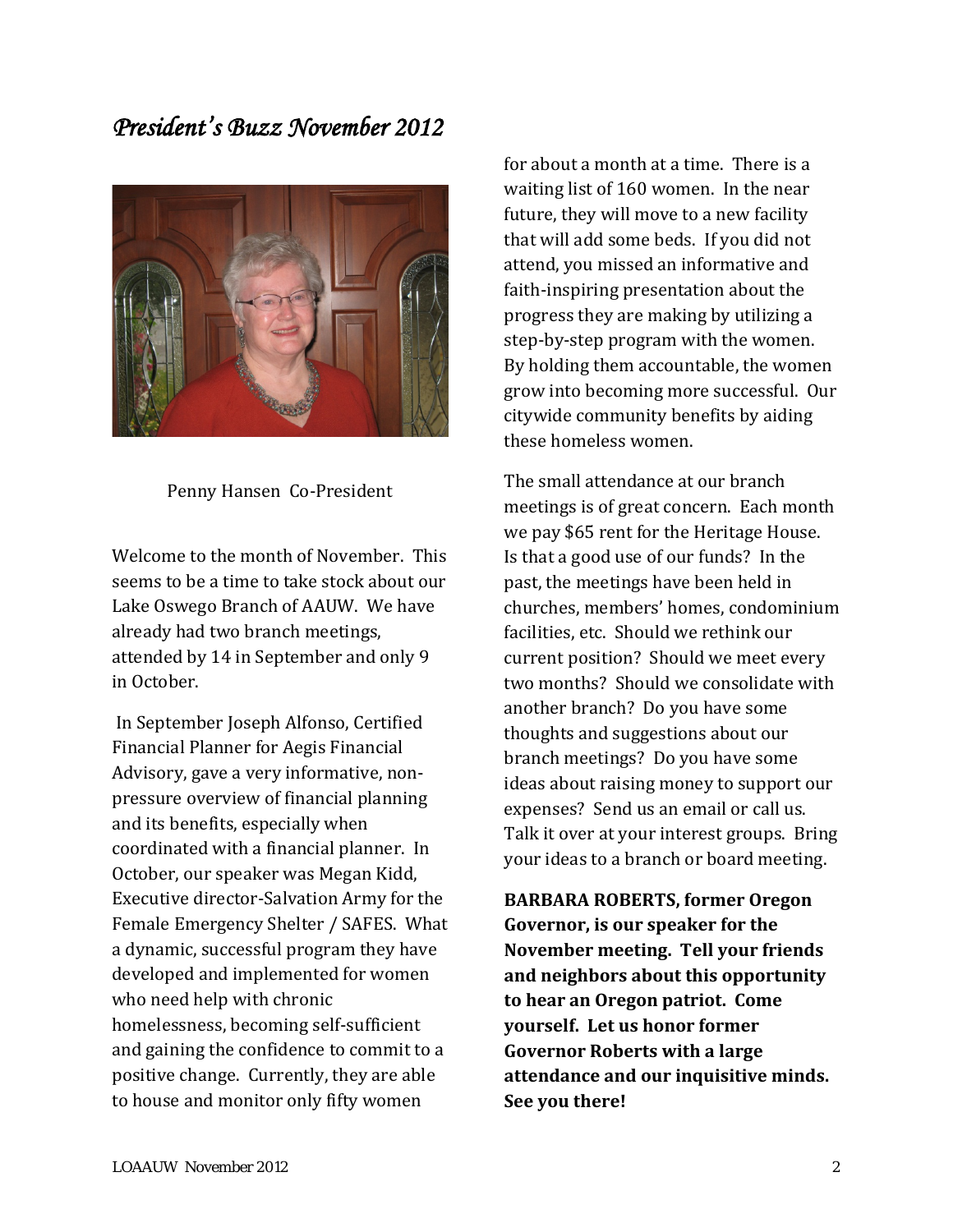## *President's Buzz November 2012*

Penny Hansen Co-President

Welcome to the month of November. This seems to be a time to take stock about our Lake Oswego Branch of AAUW. We have already had two branch meetings, attended by 14 in September and only 9 in October.

In September Joseph Alfonso, Certified Financial Planner for Aegis Financial Advisory, gave a very informative, non-pressure overview of financial planning and its benefits, especially when coordinated with a financial planner. In October, our speaker was Megan Kidd, Executive director-Salvation Army for the Female Emergency Shelter / SAFES. What a dynamic, successful program they have developed and implemented for women who need help with chronic homelessness, becoming self-sufficient and gaining the confidence to commit to a positive change. Currently, they are able to house and monitor only fifty women for about a month at a time. There is a waiting list of 160 women. In the near future, they will move to a new facility that will add some beds. If you did not attend, you missed an informative and faith-inspiring presentation about the progress they are making by utilizing a step-by-step program with the women. By holding them accountable, the women grow into becoming more successful. Our citywide community benefits by aiding these homeless women.

The small attendance at our branch meetings is of great concern. Each month we pay $65 rent for the Heritage House. Is that a good use of our funds? In the past, the meetings have been held in churches, members' homes, condominium facilities, etc. Should we rethink our current position? Should we meet every two months? Should we consolidate with another branch? Do you have some thoughts and suggestions about our branch meetings? Do you have some ideas about raising money to support our expenses? Send us an email or call us. Talk it over at your interest groups. Bring your ideas to a branch or board meeting.

**BARBARA ROBERTS, former Oregon Governor, is our speaker for the November meeting. Tell your friends and neighbors about this opportunity to hear an Oregon patriot. Come yourself. Let us honor former Governor Roberts with a large attendance and our inquisitive minds. See you there!**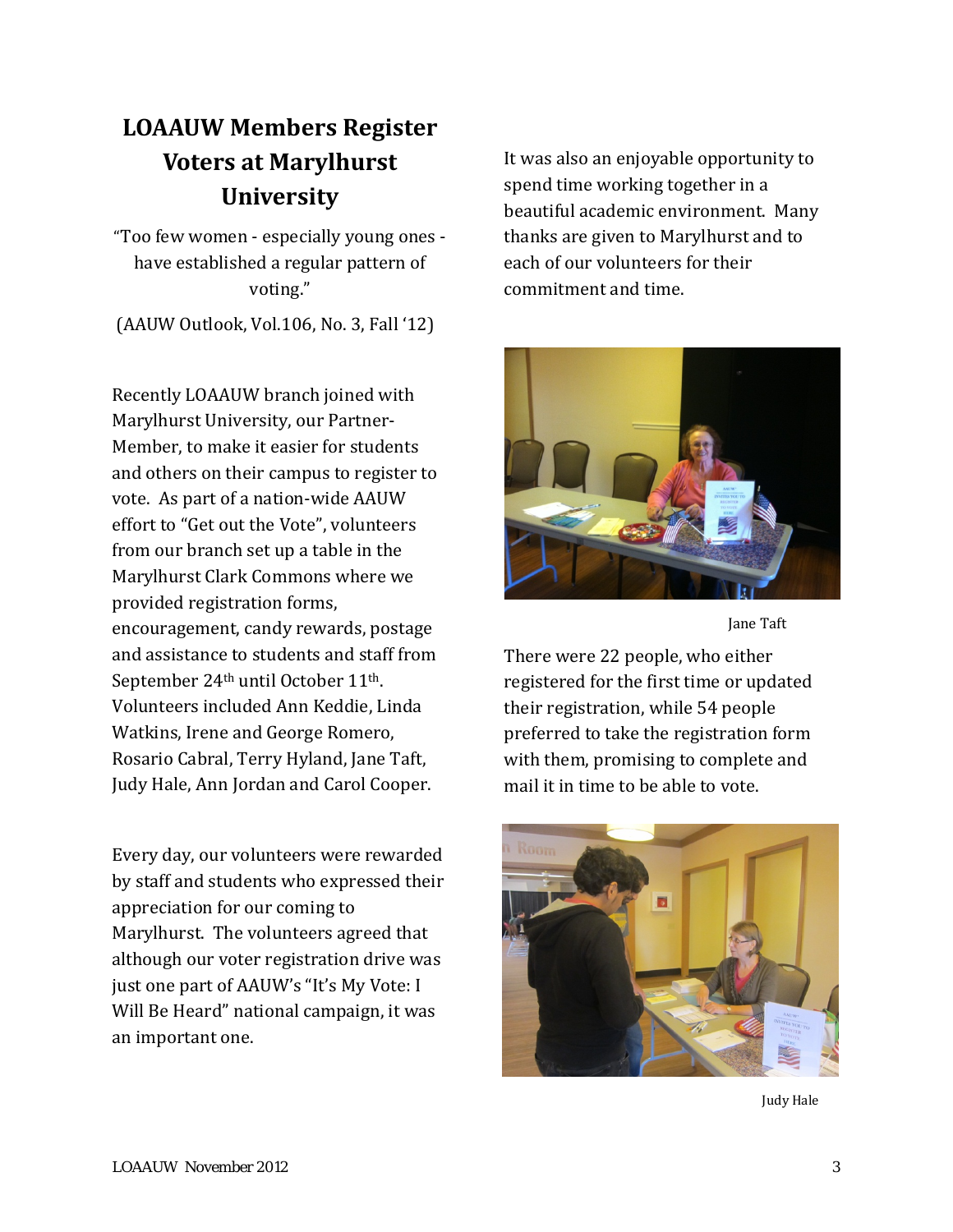# LOAAUW Members Register Voters at Marylhurst University

"Too few women - especially young ones - have established a regular pattern of voting."

(AAUW Outlook, Vol.106, No. 3, Fall '12)

Recently LOAAUW branch joined with Marylhurst University, our Partner-Member, to make it easier for students and others on their campus to register to vote. As part of a nation-wide AAUW effort to "Get out the Vote", volunteers from our branch set up a table in the Marylhurst Clark Commons where we provided registration forms, encouragement, candy rewards, postage and assistance to students and staff from September 24th until October 11th. Volunteers included Ann Keddie, Linda Watkins, Irene and George Romero, Rosario Cabral, Terry Hyland, Jane Taft, Judy Hale, Ann Jordan and Carol Cooper.

Every day, our volunteers were rewarded by staff and students who expressed their appreciation for our coming to Marylhurst. The volunteers agreed that although our voter registration drive was just one part of AAUW's "It's My Vote: I Will Be Heard" national campaign, it was an important one.

It was also an enjoyable opportunity to spend time working together in a beautiful academic environment. Many thanks are given to Marylhurst and to each of our volunteers for their commitment and time.

Jane Taft

There were 22 people, who either registered for the first time or updated their registration, while 54 people preferred to take the registration form with them, promising to complete and mail it in time to be able to vote.

Judy Hale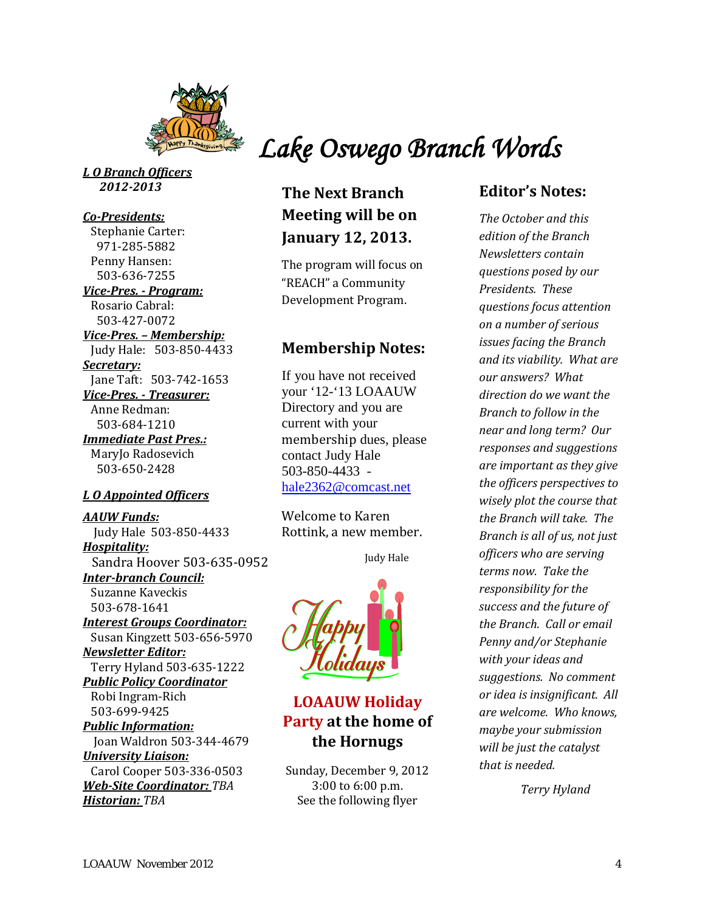# *Lake Oswego Branch Words*

***L O Branch Officers***
***2012-2013***

***Co-Presidents:***
Stephanie Carter: 971-285-5882
Penny Hansen: 503-636-7255

***Vice-Pres. - Program:***
Rosario Cabral: 503-427-0072

***Vice-Pres. – Membership:***
Judy Hale: 503-850-4433

***Secretary:***
Jane Taft: 503-742-1653

***Vice-Pres. - Treasurer:***
Anne Redman: 503-684-1210

***Immediate Past Pres.:***
MaryJo Radosevich 503-650-2428

***L O Appointed Officers***

***AAUW Funds:***
Judy Hale 503-850-4433

***Hospitality:***
Sandra Hoover 503-635-0952

***Inter-branch Council:***
Suzanne Kaveckis 503-678-1641

***Interest Groups Coordinator:***
Susan Kingzett 503-656-5970

***Newsletter Editor:***
Terry Hyland 503-635-1222

***Public Policy Coordinator***
Robi Ingram-Rich 503-699-9425

***Public Information:***
Joan Waldron 503-344-4679

***University Liaison:***
Carol Cooper 503-336-0503

***Web-Site Coordinator:*** *TBA*

***Historian:*** *TBA*

## The Next Branch Meeting will be on January 12, 2013.

The program will focus on "REACH" a Community Development Program.

## Membership Notes:

If you have not received your '12-'13 LOAAUW Directory and you are current with your membership dues, please contact Judy Hale 503-850-4433 - hale2362@comcast.net

Welcome to Karen Rottink, a new member.

Judy Hale

Happy Holidays

## LOAAUW Holiday Party at the home of the Hornugs

Sunday, December 9, 2012
3:00 to 6:00 p.m.
See the following flyer

## Editor's Notes:

*The October and this edition of the Branch Newsletters contain questions posed by our Presidents. These questions focus attention on a number of serious issues facing the Branch and its viability. What are our answers? What direction do we want the Branch to follow in the near and long term? Our responses and suggestions are important as they give the officers perspectives to wisely plot the course that the Branch will take. The Branch is all of us, not just officers who are serving terms now. Take the responsibility for the success and the future of the Branch. Call or email Penny and/or Stephanie with your ideas and suggestions. No comment or idea is insignificant. All are welcome. Who knows, maybe your submission will be just the catalyst that is needed.*

*Terry Hyland*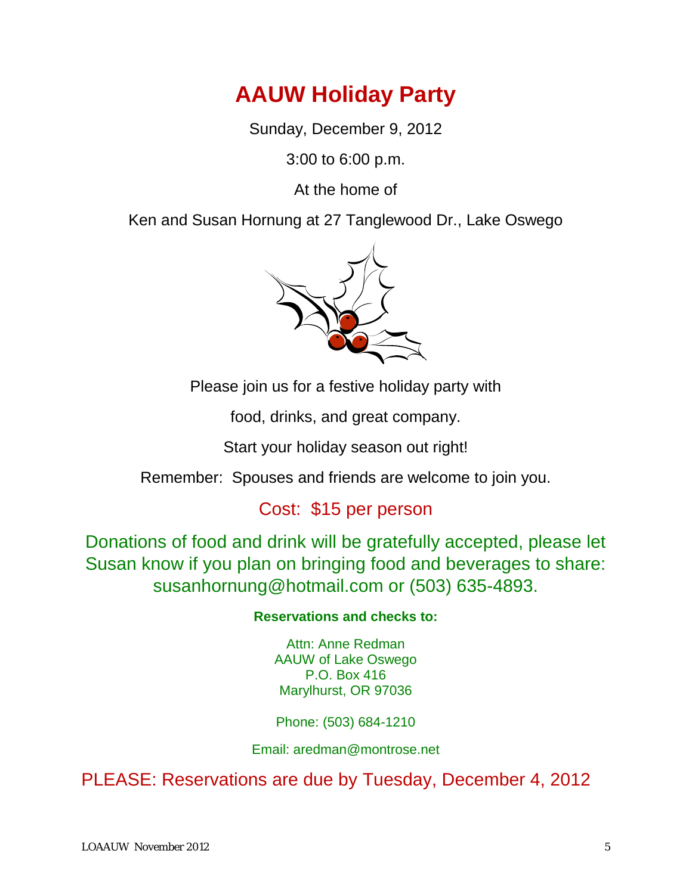# AAUW Holiday Party

Sunday, December 9, 2012

3:00 to 6:00 p.m.

At the home of

Ken and Susan Hornung at 27 Tanglewood Dr., Lake Oswego

Please join us for a festive holiday party with

food, drinks, and great company.

Start your holiday season out right!

Remember: Spouses and friends are welcome to join you.

Cost: $15 per person

Donations of food and drink will be gratefully accepted, please let Susan know if you plan on bringing food and beverages to share: susanhornung@hotmail.com or (503) 635-4893.

**Reservations and checks to:**

Attn: Anne Redman
AAUW of Lake Oswego
P.O. Box 416
Marylhurst, OR 97036

Phone: (503) 684-1210

Email: aredman@montrose.net

PLEASE: Reservations are due by Tuesday, December 4, 2012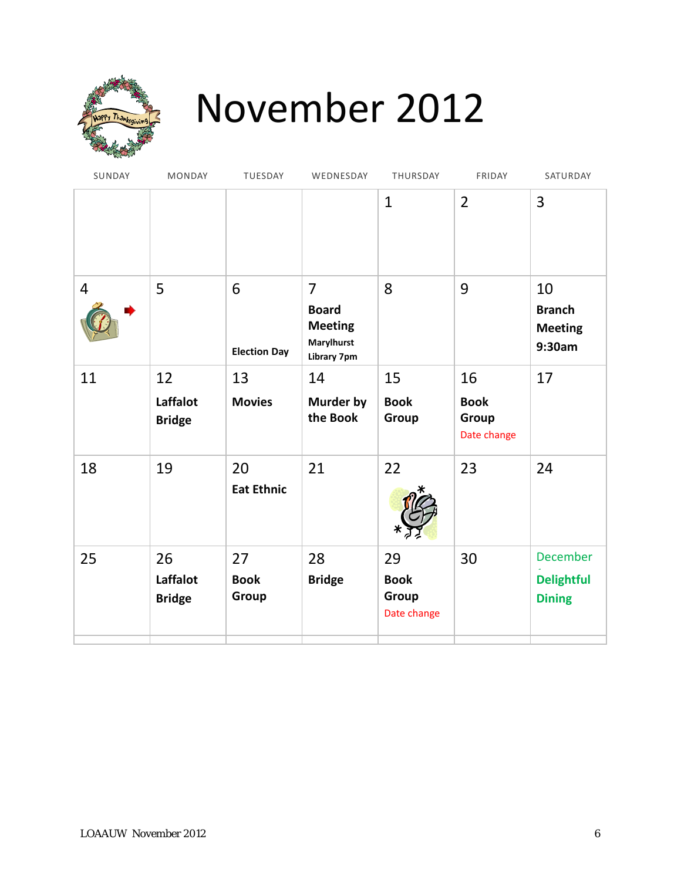# November 2012

| SUNDAY | MONDAY | TUESDAY | WEDNESDAY | THURSDAY | FRIDAY | SATURDAY |
|---|---|---|---|---|---|---|
| | | | | 1 | 2 | 3 |
| 4 | 5 | 6 **Election Day** | 7 **Board Meeting** **Marylhurst Library 7pm** | 8 | 9 | 10 **Branch Meeting 9:30am** |
| 11 | 12 **Laffalot Bridge** | 13 **Movies** | 14 **Murder by the Book** | 15 **Book Group** | 16 **Book Group** Date change | 17 |
| 18 | 19 | 20 **Eat Ethnic** | 21 | 22 | 23 | 24 |
| 25 | 26 **Laffalot Bridge** | 27 **Book Group** | 28 **Bridge** | 29 **Book Group** Date change | 30 | December - **Delightful Dining** |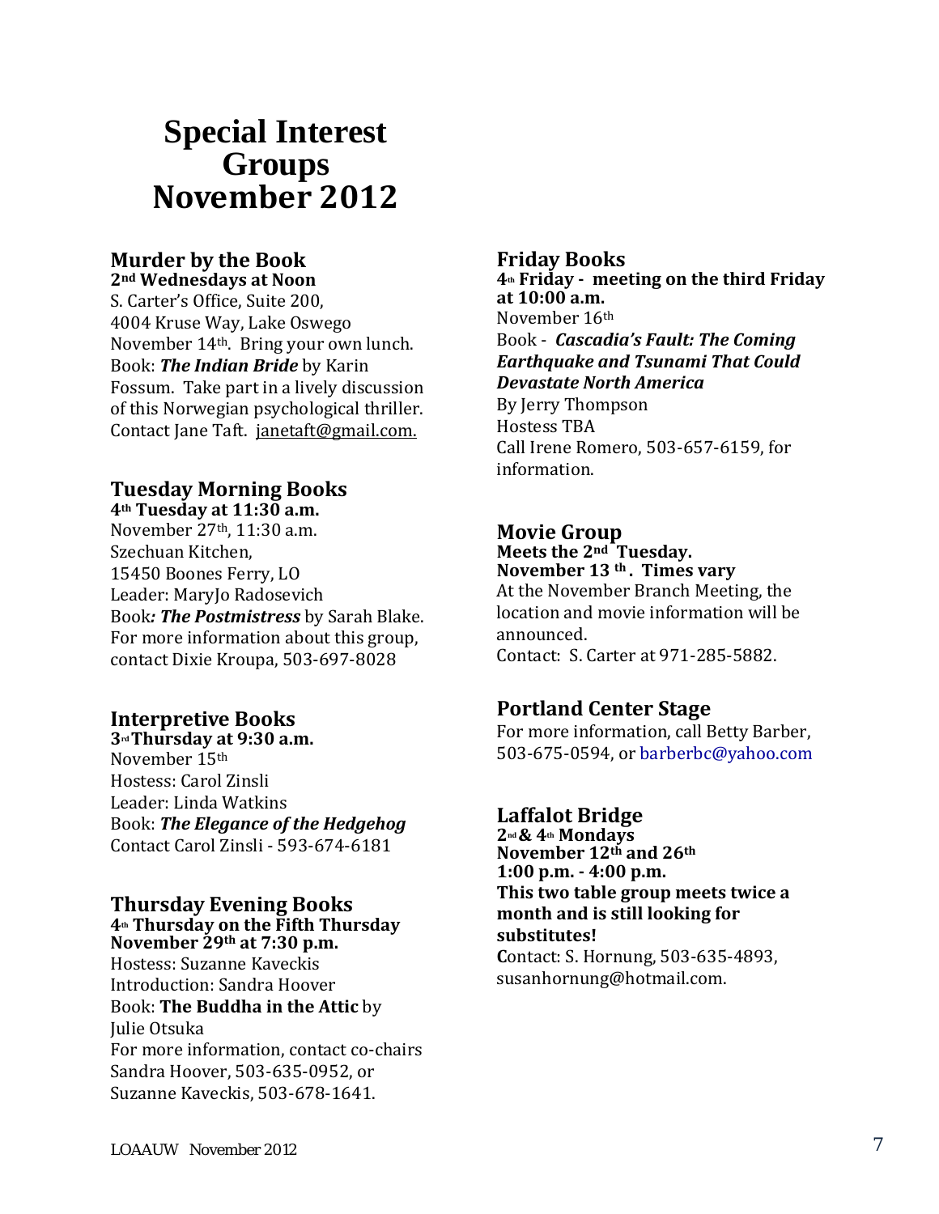# Special Interest Groups November 2012

## Murder by the Book

**2nd Wednesdays at Noon**

S. Carter's Office, Suite 200,
4004 Kruse Way, Lake Oswego
November 14th. Bring your own lunch.
Book: ***The Indian Bride*** by Karin Fossum. Take part in a lively discussion of this Norwegian psychological thriller.
Contact Jane Taft. janetaft@gmail.com.

## Tuesday Morning Books

**4th Tuesday at 11:30 a.m.**

November 27th, 11:30 a.m.
Szechuan Kitchen,
15450 Boones Ferry, LO
Leader: MaryJo Radosevich
Book***: The Postmistress*** by Sarah Blake.
For more information about this group, contact Dixie Kroupa, 503-697-8028

## Interpretive Books

**3rd Thursday at 9:30 a.m.**

November 15th
Hostess: Carol Zinsli
Leader: Linda Watkins
Book: ***The Elegance of the Hedgehog***
Contact Carol Zinsli - 593-674-6181

## Thursday Evening Books

**4th Thursday on the Fifth Thursday**
**November 29th at 7:30 p.m.**

Hostess: Suzanne Kaveckis
Introduction: Sandra Hoover
Book: **The Buddha in the Attic** by Julie Otsuka
For more information, contact co-chairs Sandra Hoover, 503-635-0952, or Suzanne Kaveckis, 503-678-1641.

## Friday Books

**4th Friday - meeting on the third Friday at 10:00 a.m.**

November 16th
Book - ***Cascadia's Fault: The Coming Earthquake and Tsunami That Could Devastate North America***
By Jerry Thompson
Hostess TBA
Call Irene Romero, 503-657-6159, for information.

## Movie Group

**Meets the 2nd Tuesday.**
**November 13 th. Times vary**

At the November Branch Meeting, the location and movie information will be announced.
Contact: S. Carter at 971-285-5882.

## Portland Center Stage

For more information, call Betty Barber, 503-675-0594, or barberbc@yahoo.com

## Laffalot Bridge

**2nd & 4th Mondays**
**November 12th and 26th**
**1:00 p.m. - 4:00 p.m.**
**This two table group meets twice a month and is still looking for substitutes!**

Contact: S. Hornung, 503-635-4893, susanhornung@hotmail.com.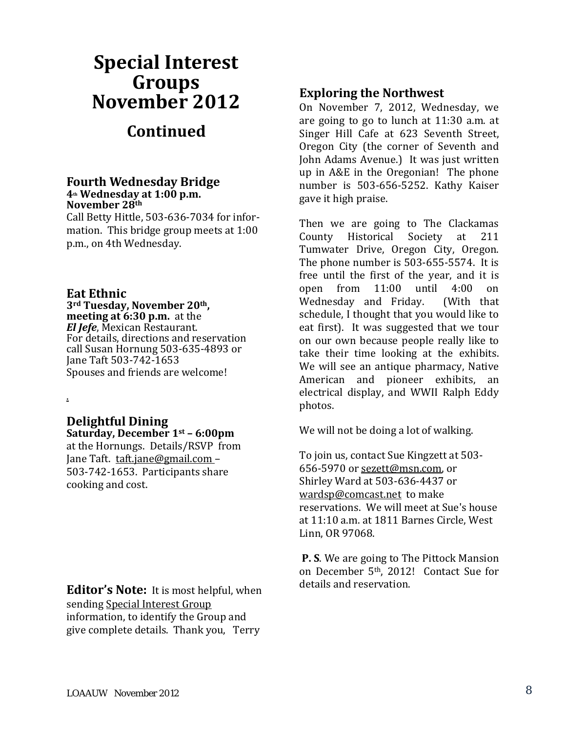# Special Interest Groups November 2012

## Continued

### Fourth Wednesday Bridge

**4th Wednesday at 1:00 p.m.**
**November 28th**

Call Betty Hittle, 503-636-7034 for information. This bridge group meets at 1:00 p.m., on 4th Wednesday.

### Eat Ethnic

**3rd Tuesday, November 20th, meeting at 6:30 p.m.** at the ***El Jefe***, Mexican Restaurant.
For details, directions and reservation call Susan Hornung 503-635-4893 or Jane Taft 503-742-1653
Spouses and friends are welcome!

### Delightful Dining

**Saturday, December 1st – 6:00pm**
at the Hornungs. Details/RSVP from Jane Taft. taft.jane@gmail.com – 503-742-1653. Participants share cooking and cost.

**Editor's Note:** It is most helpful, when sending Special Interest Group information, to identify the Group and give complete details. Thank you, Terry

### Exploring the Northwest

On November 7, 2012, Wednesday, we are going to go to lunch at 11:30 a.m. at Singer Hill Cafe at 623 Seventh Street, Oregon City (the corner of Seventh and John Adams Avenue.) It was just written up in A&E in the Oregonian! The phone number is 503-656-5252. Kathy Kaiser gave it high praise.

Then we are going to The Clackamas County Historical Society at 211 Tumwater Drive, Oregon City, Oregon. The phone number is 503-655-5574. It is free until the first of the year, and it is open from 11:00 until 4:00 on Wednesday and Friday. (With that schedule, I thought that you would like to eat first). It was suggested that we tour on our own because people really like to take their time looking at the exhibits. We will see an antique pharmacy, Native American and pioneer exhibits, an electrical display, and WWII Ralph Eddy photos.

We will not be doing a lot of walking.

To join us, contact Sue Kingzett at 503-656-5970 or sezett@msn.com, or Shirley Ward at 503-636-4437 or wardsp@comcast.net to make reservations. We will meet at Sue's house at 11:10 a.m. at 1811 Barnes Circle, West Linn, OR 97068.

**P. S**. We are going to The Pittock Mansion on December 5th, 2012! Contact Sue for details and reservation.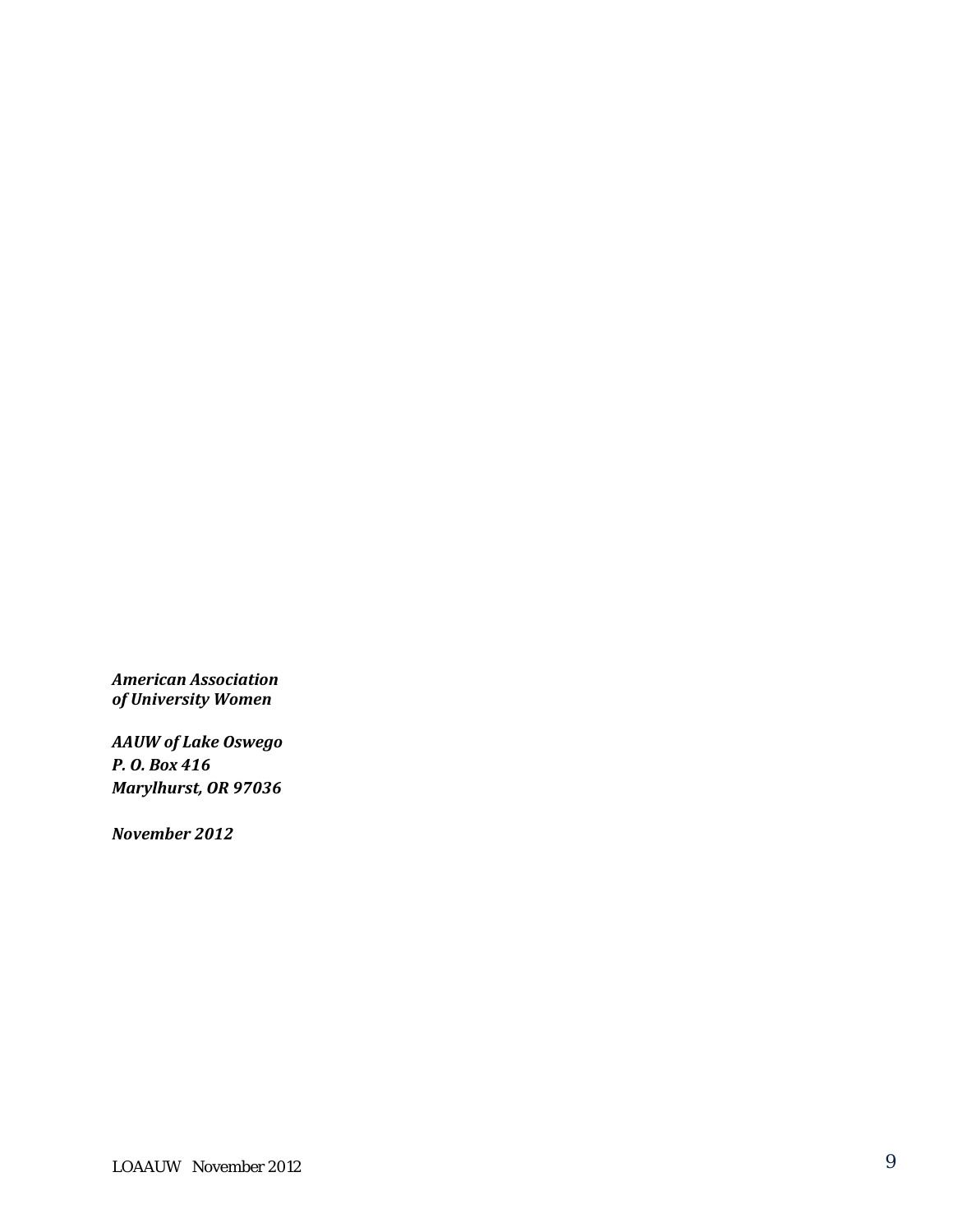***American Association***
***of University Women***

***AAUW of Lake Oswego***
***P. O. Box 416***
***Marylhurst, OR 97036***

***November 2012***